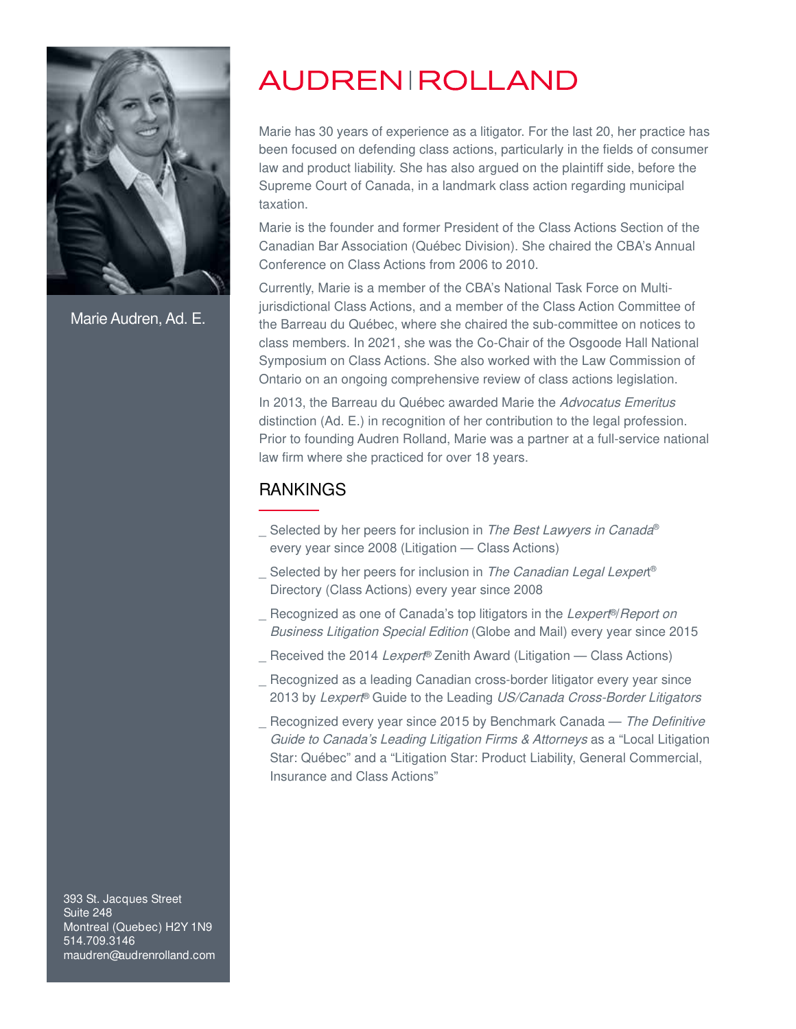# AUDREN | ROLLAND

Marie Audren, Ad. E.

Marie has 30 years of experience as a litigator. For the last 20, her practice has been focused on defending class actions, particularly in the fields of consumer law and product liability. She has also argued on the plaintiff side, before the Supreme Court of Canada, in a landmark class action regarding municipal taxation.

Marie is the founder and former President of the Class Actions Section of the Canadian Bar Association (Québec Division). She chaired the CBA's Annual Conference on Class Actions from 2006 to 2010.

Currently, Marie is a member of the CBA's National Task Force on Multi-jurisdictional Class Actions, and a member of the Class Action Committee of the Barreau du Québec, where she chaired the sub-committee on notices to class members. In 2021, she was the Co-Chair of the Osgoode Hall National Symposium on Class Actions. She also worked with the Law Commission of Ontario on an ongoing comprehensive review of class actions legislation.

In 2013, the Barreau du Québec awarded Marie the *Advocatus Emeritus* distinction (Ad. E.) in recognition of her contribution to the legal profession. Prior to founding Audren Rolland, Marie was a partner at a full-service national law firm where she practiced for over 18 years.

## RANKINGS

- Selected by her peers for inclusion in *The Best Lawyers in Canada®* every year since 2008 (Litigation — Class Actions)
- Selected by her peers for inclusion in *The Canadian Legal Lexpert®* Directory (Class Actions) every year since 2008
- Recognized as one of Canada's top litigators in the *Lexpert®/Report on Business Litigation Special Edition* (Globe and Mail) every year since 2015
- Received the 2014 *Lexpert®* Zenith Award (Litigation — Class Actions)
- Recognized as a leading Canadian cross-border litigator every year since 2013 by *Lexpert®* Guide to the Leading *US/Canada Cross-Border Litigators*
- Recognized every year since 2015 by Benchmark Canada — *The Definitive Guide to Canada's Leading Litigation Firms & Attorneys* as a "Local Litigation Star: Québec" and a "Litigation Star: Product Liability, General Commercial, Insurance and Class Actions"

393 St. Jacques Street
Suite 248
Montreal (Quebec) H2Y 1N9
514.709.3146
maudren@audrenrolland.com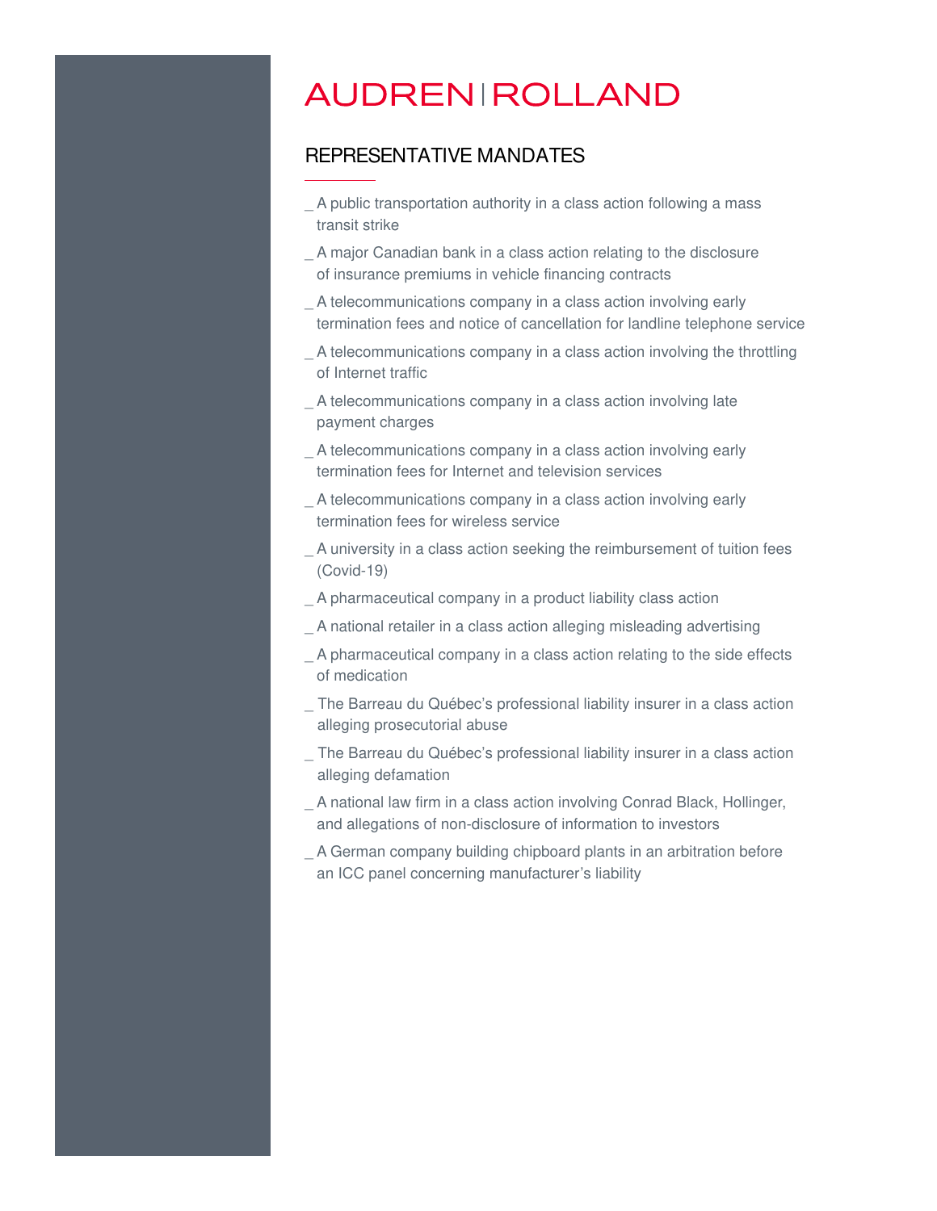AUDREN | ROLLAND

## REPRESENTATIVE MANDATES

_ A public transportation authority in a class action following a mass transit strike

_ A major Canadian bank in a class action relating to the disclosure of insurance premiums in vehicle financing contracts

_ A telecommunications company in a class action involving early termination fees and notice of cancellation for landline telephone service

_ A telecommunications company in a class action involving the throttling of Internet traffic

_ A telecommunications company in a class action involving late payment charges

_ A telecommunications company in a class action involving early termination fees for Internet and television services

_ A telecommunications company in a class action involving early termination fees for wireless service

_ A university in a class action seeking the reimbursement of tuition fees (Covid-19)

_ A pharmaceutical company in a product liability class action

_ A national retailer in a class action alleging misleading advertising

_ A pharmaceutical company in a class action relating to the side effects of medication

_ The Barreau du Québec's professional liability insurer in a class action alleging prosecutorial abuse

_ The Barreau du Québec's professional liability insurer in a class action alleging defamation

_ A national law firm in a class action involving Conrad Black, Hollinger, and allegations of non-disclosure of information to investors

_ A German company building chipboard plants in an arbitration before an ICC panel concerning manufacturer's liability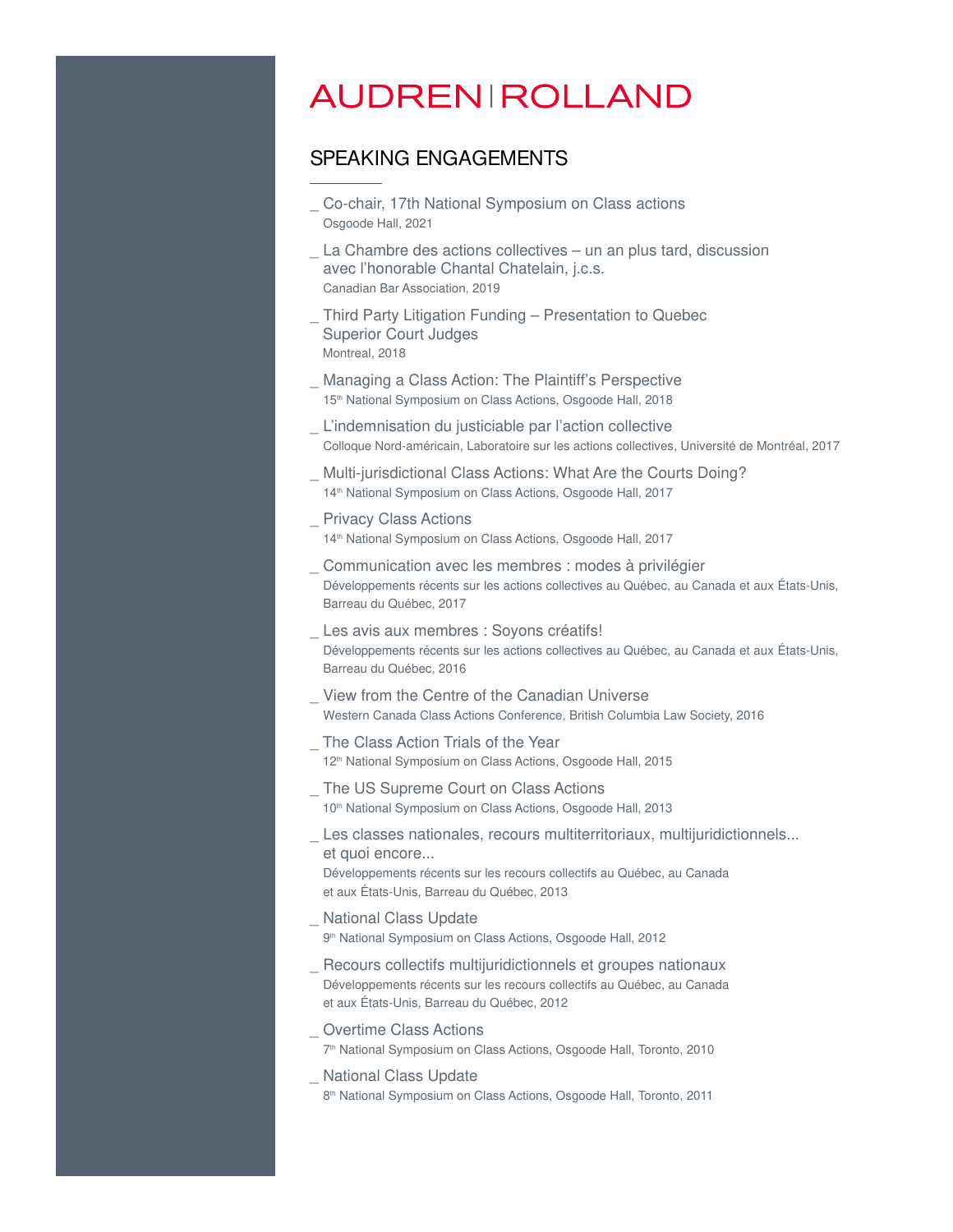# AUDREN | ROLLAND

## SPEAKING ENGAGEMENTS

_ Co-chair, 17th National Symposium on Class actions
Osgoode Hall, 2021

_ La Chambre des actions collectives – un an plus tard, discussion avec l'honorable Chantal Chatelain, j.c.s.
Canadian Bar Association, 2019

_ Third Party Litigation Funding – Presentation to Quebec Superior Court Judges
Montreal, 2018

_ Managing a Class Action: The Plaintiff's Perspective
15th National Symposium on Class Actions, Osgoode Hall, 2018

_ L'indemnisation du justiciable par l'action collective
Colloque Nord-américain, Laboratoire sur les actions collectives, Université de Montréal, 2017

_ Multi-jurisdictional Class Actions: What Are the Courts Doing?
14th National Symposium on Class Actions, Osgoode Hall, 2017

_ Privacy Class Actions
14th National Symposium on Class Actions, Osgoode Hall, 2017

_ Communication avec les membres : modes à privilégier
Développements récents sur les actions collectives au Québec, au Canada et aux États-Unis, Barreau du Québec, 2017

_ Les avis aux membres : Soyons créatifs!
Développements récents sur les actions collectives au Québec, au Canada et aux États-Unis, Barreau du Québec, 2016

_ View from the Centre of the Canadian Universe
Western Canada Class Actions Conference, British Columbia Law Society, 2016

_ The Class Action Trials of the Year
12th National Symposium on Class Actions, Osgoode Hall, 2015

_ The US Supreme Court on Class Actions
10th National Symposium on Class Actions, Osgoode Hall, 2013

_ Les classes nationales, recours multiterritoriaux, multijuridictionnels... et quoi encore...
Développements récents sur les recours collectifs au Québec, au Canada et aux États-Unis, Barreau du Québec, 2013

_ National Class Update
9th National Symposium on Class Actions, Osgoode Hall, 2012

_ Recours collectifs multijuridictionnels et groupes nationaux
Développements récents sur les recours collectifs au Québec, au Canada et aux États-Unis, Barreau du Québec, 2012

_ Overtime Class Actions
7th National Symposium on Class Actions, Osgoode Hall, Toronto, 2010

_ National Class Update
8th National Symposium on Class Actions, Osgoode Hall, Toronto, 2011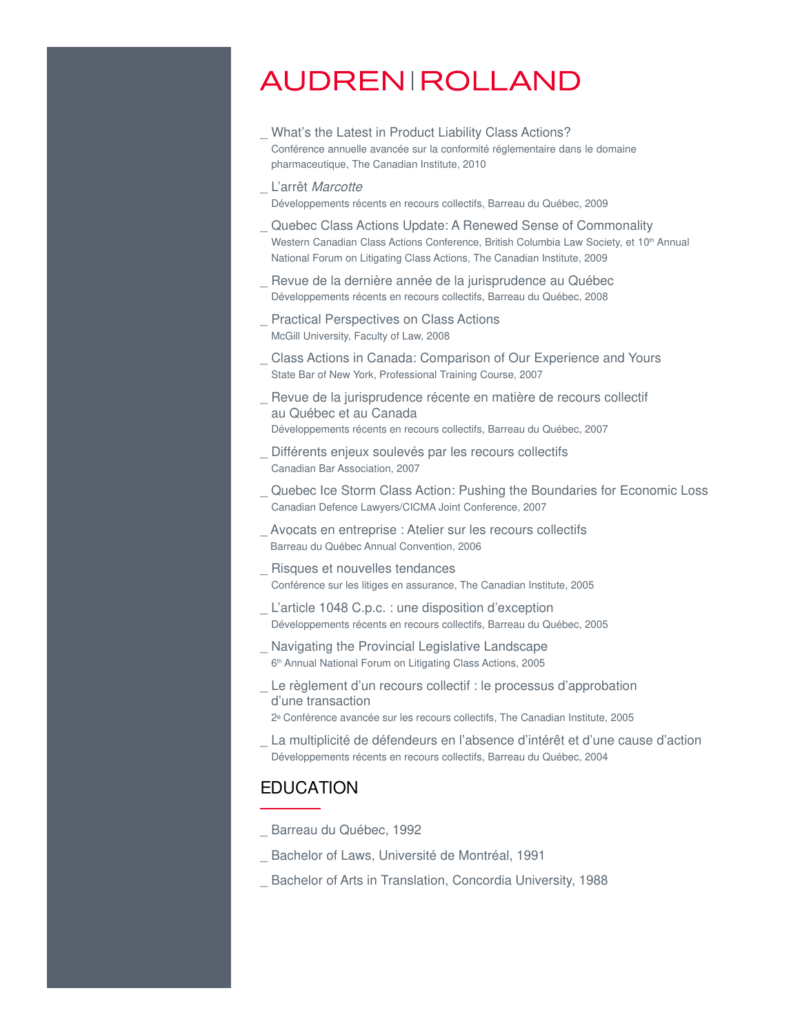_ What's the Latest in Product Liability Class Actions?
Conférence annuelle avancée sur la conformité réglementaire dans le domaine pharmaceutique, The Canadian Institute, 2010

_ L'arrêt *Marcotte*
Développements récents en recours collectifs, Barreau du Québec, 2009

_ Quebec Class Actions Update: A Renewed Sense of Commonality
Western Canadian Class Actions Conference, British Columbia Law Society, et 10th Annual National Forum on Litigating Class Actions, The Canadian Institute, 2009

_ Revue de la dernière année de la jurisprudence au Québec
Développements récents en recours collectifs, Barreau du Québec, 2008

_ Practical Perspectives on Class Actions
McGill University, Faculty of Law, 2008

_ Class Actions in Canada: Comparison of Our Experience and Yours
State Bar of New York, Professional Training Course, 2007

_ Revue de la jurisprudence récente en matière de recours collectif au Québec et au Canada
Développements récents en recours collectifs, Barreau du Québec, 2007

_ Différents enjeux soulevés par les recours collectifs
Canadian Bar Association, 2007

_ Quebec Ice Storm Class Action: Pushing the Boundaries for Economic Loss
Canadian Defence Lawyers/CICMA Joint Conference, 2007

_ Avocats en entreprise : Atelier sur les recours collectifs
Barreau du Québec Annual Convention, 2006

_ Risques et nouvelles tendances
Conférence sur les litiges en assurance, The Canadian Institute, 2005

_ L'article 1048 C.p.c. : une disposition d'exception
Développements récents en recours collectifs, Barreau du Québec, 2005

_ Navigating the Provincial Legislative Landscape
6th Annual National Forum on Litigating Class Actions, 2005

_ Le règlement d'un recours collectif : le processus d'approbation d'une transaction
2e Conférence avancée sur les recours collectifs, The Canadian Institute, 2005

_ La multiplicité de défendeurs en l'absence d'intérêt et d'une cause d'action
Développements récents en recours collectifs, Barreau du Québec, 2004

## EDUCATION

_ Barreau du Québec, 1992

_ Bachelor of Laws, Université de Montréal, 1991

_ Bachelor of Arts in Translation, Concordia University, 1988